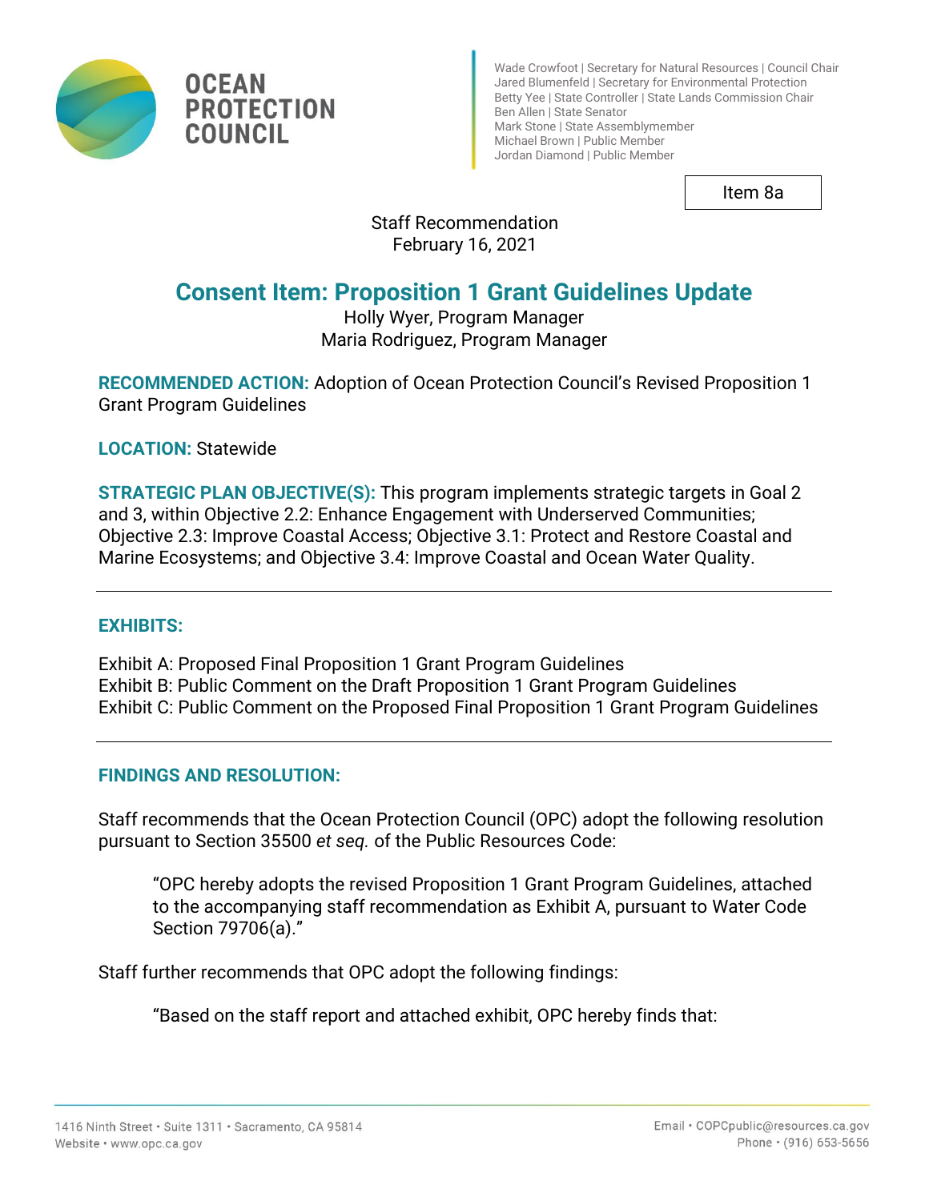OCEAN PROTECTION COUNCIL

Wade Crowfoot | Secretary for Natural Resources | Council Chair
Jared Blumenfeld | Secretary for Environmental Protection
Betty Yee | State Controller | State Lands Commission Chair
Ben Allen | State Senator
Mark Stone | State Assemblymember
Michael Brown | Public Member
Jordan Diamond | Public Member

Item 8a

Staff Recommendation
February 16, 2021

# Consent Item: Proposition 1 Grant Guidelines Update

Holly Wyer, Program Manager
Maria Rodriguez, Program Manager

**RECOMMENDED ACTION:** Adoption of Ocean Protection Council's Revised Proposition 1 Grant Program Guidelines

**LOCATION:** Statewide

**STRATEGIC PLAN OBJECTIVE(S):** This program implements strategic targets in Goal 2 and 3, within Objective 2.2: Enhance Engagement with Underserved Communities; Objective 2.3: Improve Coastal Access; Objective 3.1: Protect and Restore Coastal and Marine Ecosystems; and Objective 3.4: Improve Coastal and Ocean Water Quality.

---

**EXHIBITS:**

Exhibit A: Proposed Final Proposition 1 Grant Program Guidelines
Exhibit B: Public Comment on the Draft Proposition 1 Grant Program Guidelines
Exhibit C: Public Comment on the Proposed Final Proposition 1 Grant Program Guidelines

---

**FINDINGS AND RESOLUTION:**

Staff recommends that the Ocean Protection Council (OPC) adopt the following resolution pursuant to Section 35500 *et seq.* of the Public Resources Code:

> "OPC hereby adopts the revised Proposition 1 Grant Program Guidelines, attached to the accompanying staff recommendation as Exhibit A, pursuant to Water Code Section 79706(a)."

Staff further recommends that OPC adopt the following findings:

> "Based on the staff report and attached exhibit, OPC hereby finds that: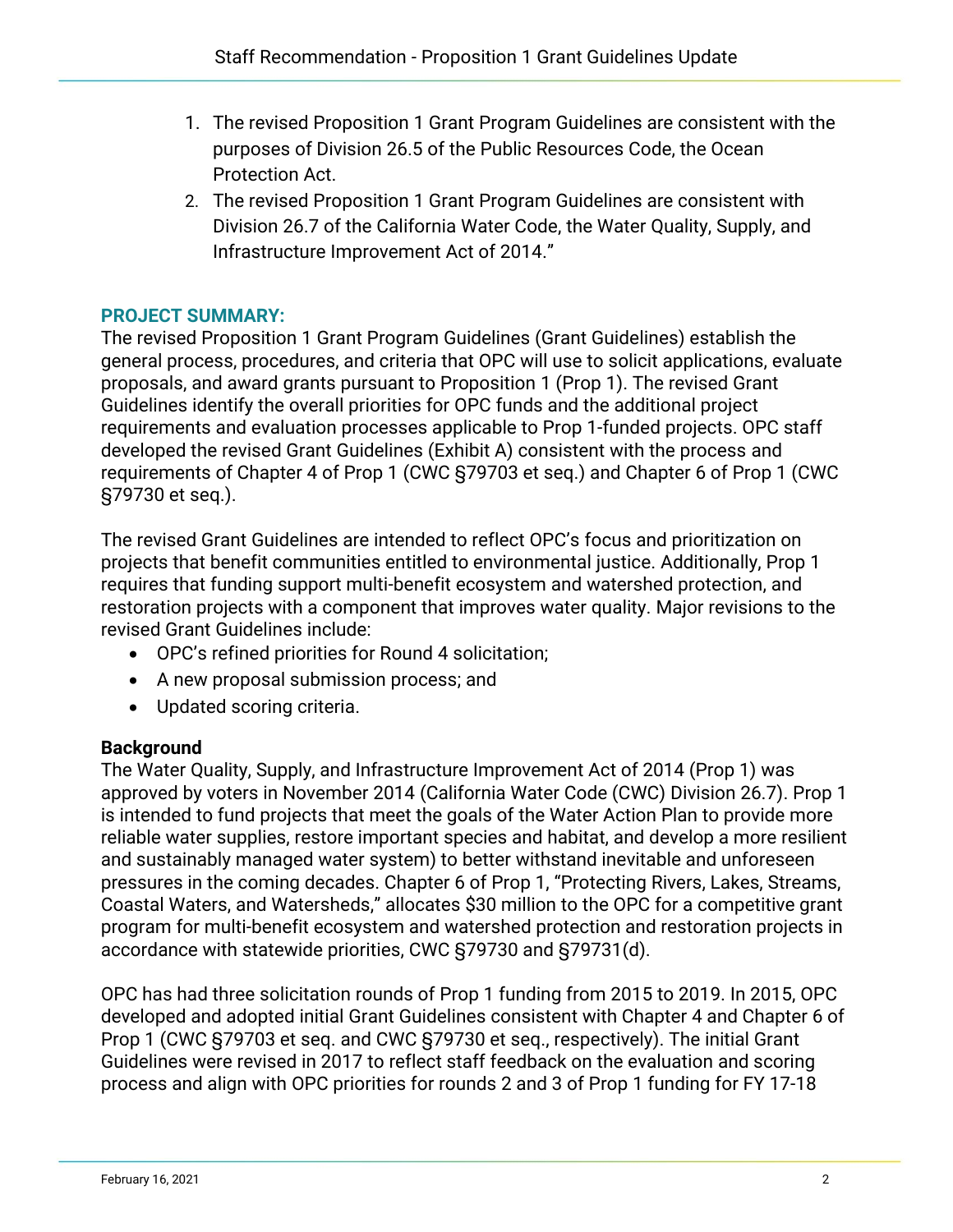1. The revised Proposition 1 Grant Program Guidelines are consistent with the purposes of Division 26.5 of the Public Resources Code, the Ocean Protection Act.
2. The revised Proposition 1 Grant Program Guidelines are consistent with Division 26.7 of the California Water Code, the Water Quality, Supply, and Infrastructure Improvement Act of 2014."

## PROJECT SUMMARY:

The revised Proposition 1 Grant Program Guidelines (Grant Guidelines) establish the general process, procedures, and criteria that OPC will use to solicit applications, evaluate proposals, and award grants pursuant to Proposition 1 (Prop 1). The revised Grant Guidelines identify the overall priorities for OPC funds and the additional project requirements and evaluation processes applicable to Prop 1-funded projects. OPC staff developed the revised Grant Guidelines (Exhibit A) consistent with the process and requirements of Chapter 4 of Prop 1 (CWC §79703 et seq.) and Chapter 6 of Prop 1 (CWC §79730 et seq.).

The revised Grant Guidelines are intended to reflect OPC's focus and prioritization on projects that benefit communities entitled to environmental justice. Additionally, Prop 1 requires that funding support multi-benefit ecosystem and watershed protection, and restoration projects with a component that improves water quality. Major revisions to the revised Grant Guidelines include:

- OPC's refined priorities for Round 4 solicitation;
- A new proposal submission process; and
- Updated scoring criteria.

**Background**

The Water Quality, Supply, and Infrastructure Improvement Act of 2014 (Prop 1) was approved by voters in November 2014 (California Water Code (CWC) Division 26.7). Prop 1 is intended to fund projects that meet the goals of the Water Action Plan to provide more reliable water supplies, restore important species and habitat, and develop a more resilient and sustainably managed water system) to better withstand inevitable and unforeseen pressures in the coming decades. Chapter 6 of Prop 1, "Protecting Rivers, Lakes, Streams, Coastal Waters, and Watersheds," allocates $30 million to the OPC for a competitive grant program for multi-benefit ecosystem and watershed protection and restoration projects in accordance with statewide priorities, CWC §79730 and §79731(d).

OPC has had three solicitation rounds of Prop 1 funding from 2015 to 2019. In 2015, OPC developed and adopted initial Grant Guidelines consistent with Chapter 4 and Chapter 6 of Prop 1 (CWC §79703 et seq. and CWC §79730 et seq., respectively). The initial Grant Guidelines were revised in 2017 to reflect staff feedback on the evaluation and scoring process and align with OPC priorities for rounds 2 and 3 of Prop 1 funding for FY 17-18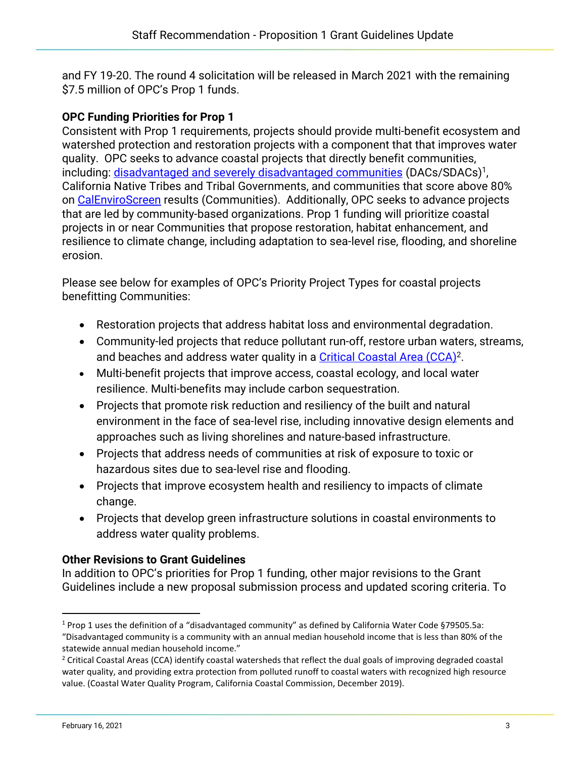and FY 19-20. The round 4 solicitation will be released in March 2021 with the remaining $7.5 million of OPC's Prop 1 funds.

**OPC Funding Priorities for Prop 1**

Consistent with Prop 1 requirements, projects should provide multi-benefit ecosystem and watershed protection and restoration projects with a component that that improves water quality. OPC seeks to advance coastal projects that directly benefit communities, including: disadvantaged and severely disadvantaged communities (DACs/SDACs)[1], California Native Tribes and Tribal Governments, and communities that score above 80% on CalEnviroScreen results (Communities). Additionally, OPC seeks to advance projects that are led by community-based organizations. Prop 1 funding will prioritize coastal projects in or near Communities that propose restoration, habitat enhancement, and resilience to climate change, including adaptation to sea-level rise, flooding, and shoreline erosion.

Please see below for examples of OPC's Priority Project Types for coastal projects benefitting Communities:

- Restoration projects that address habitat loss and environmental degradation.
- Community-led projects that reduce pollutant run-off, restore urban waters, streams, and beaches and address water quality in a Critical Coastal Area (CCA)[2].
- Multi-benefit projects that improve access, coastal ecology, and local water resilience. Multi-benefits may include carbon sequestration.
- Projects that promote risk reduction and resiliency of the built and natural environment in the face of sea-level rise, including innovative design elements and approaches such as living shorelines and nature-based infrastructure.
- Projects that address needs of communities at risk of exposure to toxic or hazardous sites due to sea-level rise and flooding.
- Projects that improve ecosystem health and resiliency to impacts of climate change.
- Projects that develop green infrastructure solutions in coastal environments to address water quality problems.

**Other Revisions to Grant Guidelines**

In addition to OPC's priorities for Prop 1 funding, other major revisions to the Grant Guidelines include a new proposal submission process and updated scoring criteria. To

[1] Prop 1 uses the definition of a "disadvantaged community" as defined by California Water Code §79505.5a: "Disadvantaged community is a community with an annual median household income that is less than 80% of the statewide annual median household income."

[2] Critical Coastal Areas (CCA) identify coastal watersheds that reflect the dual goals of improving degraded coastal water quality, and providing extra protection from polluted runoff to coastal waters with recognized high resource value. (Coastal Water Quality Program, California Coastal Commission, December 2019).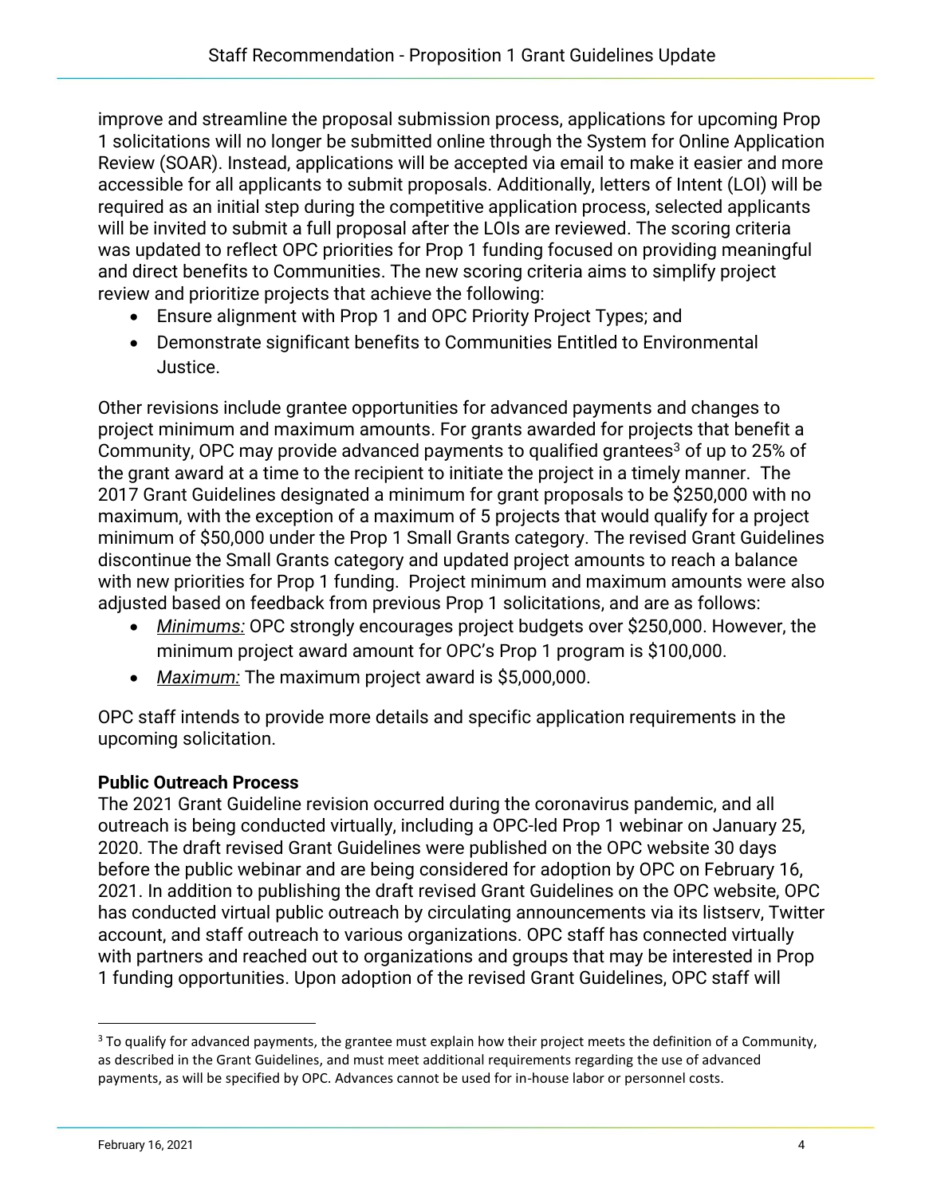improve and streamline the proposal submission process, applications for upcoming Prop 1 solicitations will no longer be submitted online through the System for Online Application Review (SOAR). Instead, applications will be accepted via email to make it easier and more accessible for all applicants to submit proposals. Additionally, letters of Intent (LOI) will be required as an initial step during the competitive application process, selected applicants will be invited to submit a full proposal after the LOIs are reviewed. The scoring criteria was updated to reflect OPC priorities for Prop 1 funding focused on providing meaningful and direct benefits to Communities. The new scoring criteria aims to simplify project review and prioritize projects that achieve the following:

- Ensure alignment with Prop 1 and OPC Priority Project Types; and
- Demonstrate significant benefits to Communities Entitled to Environmental Justice.

Other revisions include grantee opportunities for advanced payments and changes to project minimum and maximum amounts. For grants awarded for projects that benefit a Community, OPC may provide advanced payments to qualified grantees[3] of up to 25% of the grant award at a time to the recipient to initiate the project in a timely manner. The 2017 Grant Guidelines designated a minimum for grant proposals to be $250,000 with no maximum, with the exception of a maximum of 5 projects that would qualify for a project minimum of $50,000 under the Prop 1 Small Grants category. The revised Grant Guidelines discontinue the Small Grants category and updated project amounts to reach a balance with new priorities for Prop 1 funding. Project minimum and maximum amounts were also adjusted based on feedback from previous Prop 1 solicitations, and are as follows:

- *Minimums:* OPC strongly encourages project budgets over $250,000. However, the minimum project award amount for OPC's Prop 1 program is $100,000.
- *Maximum:* The maximum project award is $5,000,000.

OPC staff intends to provide more details and specific application requirements in the upcoming solicitation.

**Public Outreach Process**

The 2021 Grant Guideline revision occurred during the coronavirus pandemic, and all outreach is being conducted virtually, including a OPC-led Prop 1 webinar on January 25, 2020. The draft revised Grant Guidelines were published on the OPC website 30 days before the public webinar and are being considered for adoption by OPC on February 16, 2021. In addition to publishing the draft revised Grant Guidelines on the OPC website, OPC has conducted virtual public outreach by circulating announcements via its listserv, Twitter account, and staff outreach to various organizations. OPC staff has connected virtually with partners and reached out to organizations and groups that may be interested in Prop 1 funding opportunities. Upon adoption of the revised Grant Guidelines, OPC staff will

[3] To qualify for advanced payments, the grantee must explain how their project meets the definition of a Community, as described in the Grant Guidelines, and must meet additional requirements regarding the use of advanced payments, as will be specified by OPC. Advances cannot be used for in-house labor or personnel costs.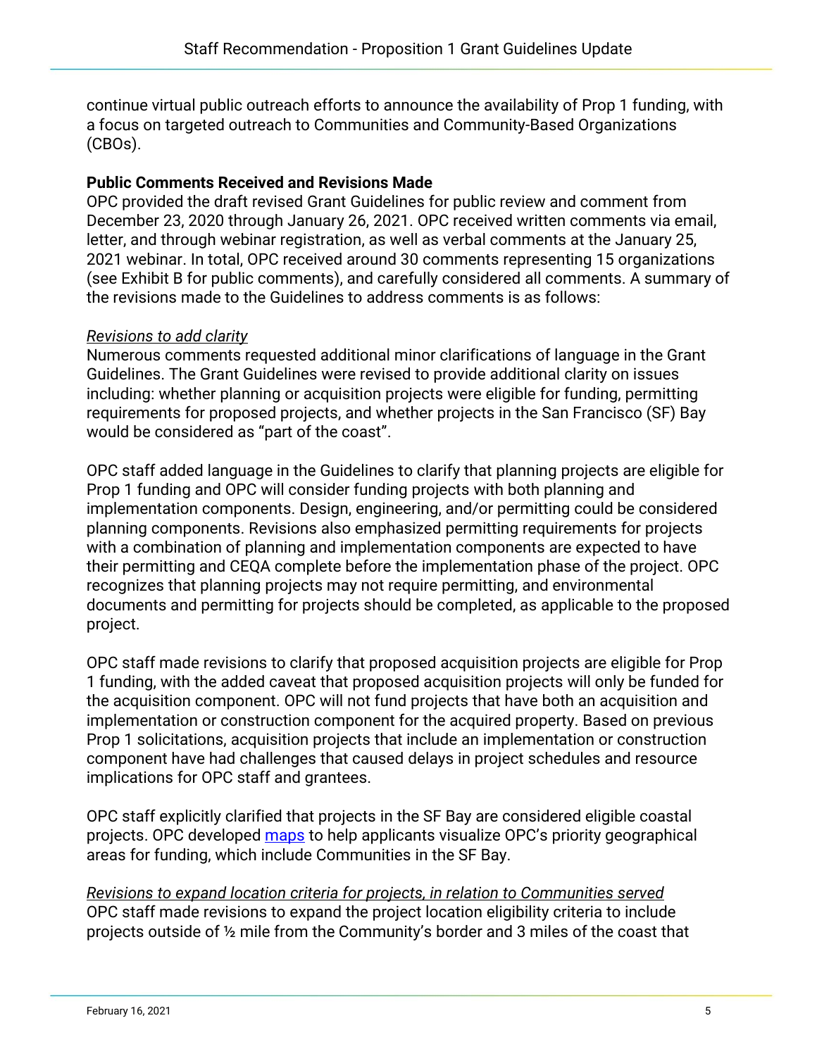continue virtual public outreach efforts to announce the availability of Prop 1 funding, with a focus on targeted outreach to Communities and Community-Based Organizations (CBOs).

**Public Comments Received and Revisions Made**

OPC provided the draft revised Grant Guidelines for public review and comment from December 23, 2020 through January 26, 2021. OPC received written comments via email, letter, and through webinar registration, as well as verbal comments at the January 25, 2021 webinar. In total, OPC received around 30 comments representing 15 organizations (see Exhibit B for public comments), and carefully considered all comments. A summary of the revisions made to the Guidelines to address comments is as follows:

*Revisions to add clarity*

Numerous comments requested additional minor clarifications of language in the Grant Guidelines. The Grant Guidelines were revised to provide additional clarity on issues including: whether planning or acquisition projects were eligible for funding, permitting requirements for proposed projects, and whether projects in the San Francisco (SF) Bay would be considered as "part of the coast".

OPC staff added language in the Guidelines to clarify that planning projects are eligible for Prop 1 funding and OPC will consider funding projects with both planning and implementation components. Design, engineering, and/or permitting could be considered planning components. Revisions also emphasized permitting requirements for projects with a combination of planning and implementation components are expected to have their permitting and CEQA complete before the implementation phase of the project. OPC recognizes that planning projects may not require permitting, and environmental documents and permitting for projects should be completed, as applicable to the proposed project.

OPC staff made revisions to clarify that proposed acquisition projects are eligible for Prop 1 funding, with the added caveat that proposed acquisition projects will only be funded for the acquisition component. OPC will not fund projects that have both an acquisition and implementation or construction component for the acquired property. Based on previous Prop 1 solicitations, acquisition projects that include an implementation or construction component have had challenges that caused delays in project schedules and resource implications for OPC staff and grantees.

OPC staff explicitly clarified that projects in the SF Bay are considered eligible coastal projects. OPC developed [maps] to help applicants visualize OPC's priority geographical areas for funding, which include Communities in the SF Bay.

*Revisions to expand location criteria for projects, in relation to Communities served*

OPC staff made revisions to expand the project location eligibility criteria to include projects outside of ½ mile from the Community's border and 3 miles of the coast that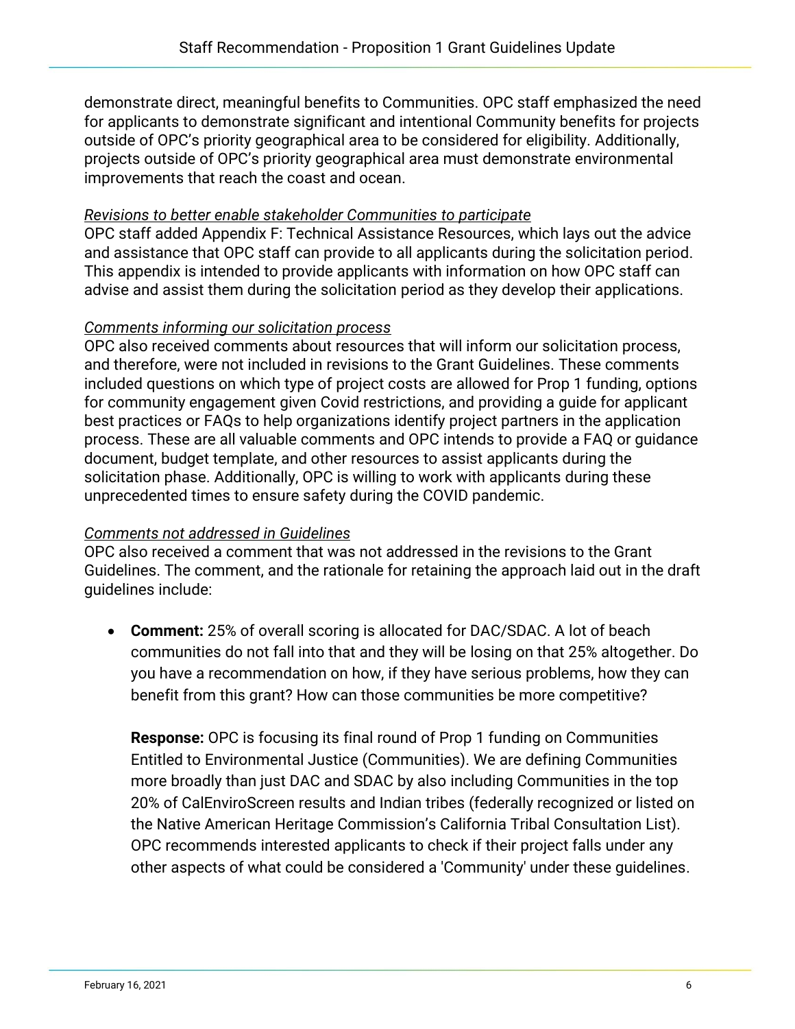demonstrate direct, meaningful benefits to Communities. OPC staff emphasized the need for applicants to demonstrate significant and intentional Community benefits for projects outside of OPC's priority geographical area to be considered for eligibility. Additionally, projects outside of OPC's priority geographical area must demonstrate environmental improvements that reach the coast and ocean.

*Revisions to better enable stakeholder Communities to participate*

OPC staff added Appendix F: Technical Assistance Resources, which lays out the advice and assistance that OPC staff can provide to all applicants during the solicitation period. This appendix is intended to provide applicants with information on how OPC staff can advise and assist them during the solicitation period as they develop their applications.

*Comments informing our solicitation process*

OPC also received comments about resources that will inform our solicitation process, and therefore, were not included in revisions to the Grant Guidelines. These comments included questions on which type of project costs are allowed for Prop 1 funding, options for community engagement given Covid restrictions, and providing a guide for applicant best practices or FAQs to help organizations identify project partners in the application process. These are all valuable comments and OPC intends to provide a FAQ or guidance document, budget template, and other resources to assist applicants during the solicitation phase. Additionally, OPC is willing to work with applicants during these unprecedented times to ensure safety during the COVID pandemic.

*Comments not addressed in Guidelines*

OPC also received a comment that was not addressed in the revisions to the Grant Guidelines. The comment, and the rationale for retaining the approach laid out in the draft guidelines include:

- **Comment:** 25% of overall scoring is allocated for DAC/SDAC. A lot of beach communities do not fall into that and they will be losing on that 25% altogether. Do you have a recommendation on how, if they have serious problems, how they can benefit from this grant? How can those communities be more competitive?

  **Response:** OPC is focusing its final round of Prop 1 funding on Communities Entitled to Environmental Justice (Communities). We are defining Communities more broadly than just DAC and SDAC by also including Communities in the top 20% of CalEnviroScreen results and Indian tribes (federally recognized or listed on the Native American Heritage Commission's California Tribal Consultation List). OPC recommends interested applicants to check if their project falls under any other aspects of what could be considered a 'Community' under these guidelines.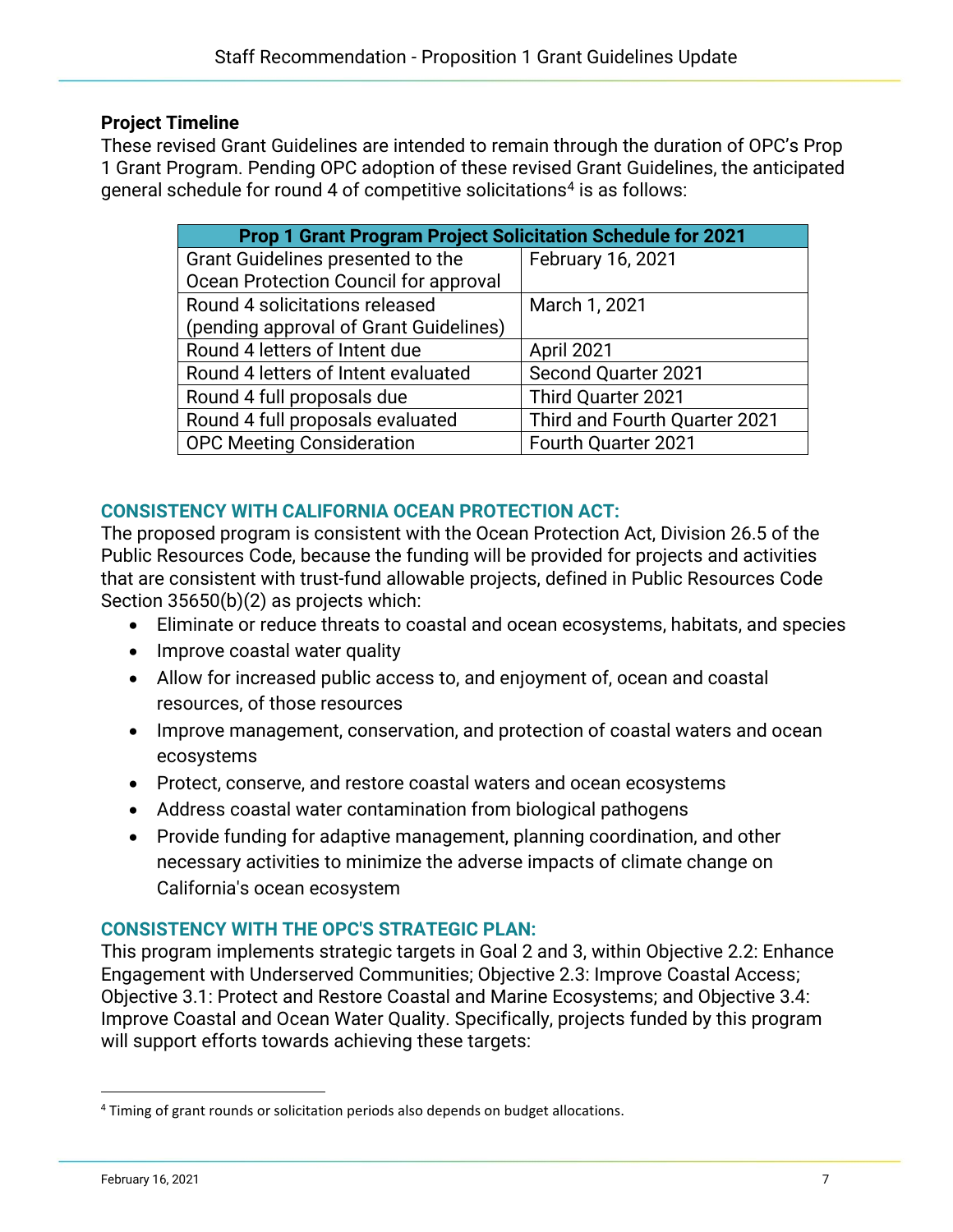**Project Timeline**

These revised Grant Guidelines are intended to remain through the duration of OPC's Prop 1 Grant Program. Pending OPC adoption of these revised Grant Guidelines, the anticipated general schedule for round 4 of competitive solicitations[4] is as follows:

| Prop 1 Grant Program Project Solicitation Schedule for 2021 | |
|---|---|
| Grant Guidelines presented to the Ocean Protection Council for approval | February 16, 2021 |
| Round 4 solicitations released (pending approval of Grant Guidelines) | March 1, 2021 |
| Round 4 letters of Intent due | April 2021 |
| Round 4 letters of Intent evaluated | Second Quarter 2021 |
| Round 4 full proposals due | Third Quarter 2021 |
| Round 4 full proposals evaluated | Third and Fourth Quarter 2021 |
| OPC Meeting Consideration | Fourth Quarter 2021 |

## CONSISTENCY WITH CALIFORNIA OCEAN PROTECTION ACT:

The proposed program is consistent with the Ocean Protection Act, Division 26.5 of the Public Resources Code, because the funding will be provided for projects and activities that are consistent with trust-fund allowable projects, defined in Public Resources Code Section 35650(b)(2) as projects which:

- Eliminate or reduce threats to coastal and ocean ecosystems, habitats, and species
- Improve coastal water quality
- Allow for increased public access to, and enjoyment of, ocean and coastal resources, of those resources
- Improve management, conservation, and protection of coastal waters and ocean ecosystems
- Protect, conserve, and restore coastal waters and ocean ecosystems
- Address coastal water contamination from biological pathogens
- Provide funding for adaptive management, planning coordination, and other necessary activities to minimize the adverse impacts of climate change on California's ocean ecosystem

## CONSISTENCY WITH THE OPC'S STRATEGIC PLAN:

This program implements strategic targets in Goal 2 and 3, within Objective 2.2: Enhance Engagement with Underserved Communities; Objective 2.3: Improve Coastal Access; Objective 3.1: Protect and Restore Coastal and Marine Ecosystems; and Objective 3.4: Improve Coastal and Ocean Water Quality. Specifically, projects funded by this program will support efforts towards achieving these targets:

[4] Timing of grant rounds or solicitation periods also depends on budget allocations.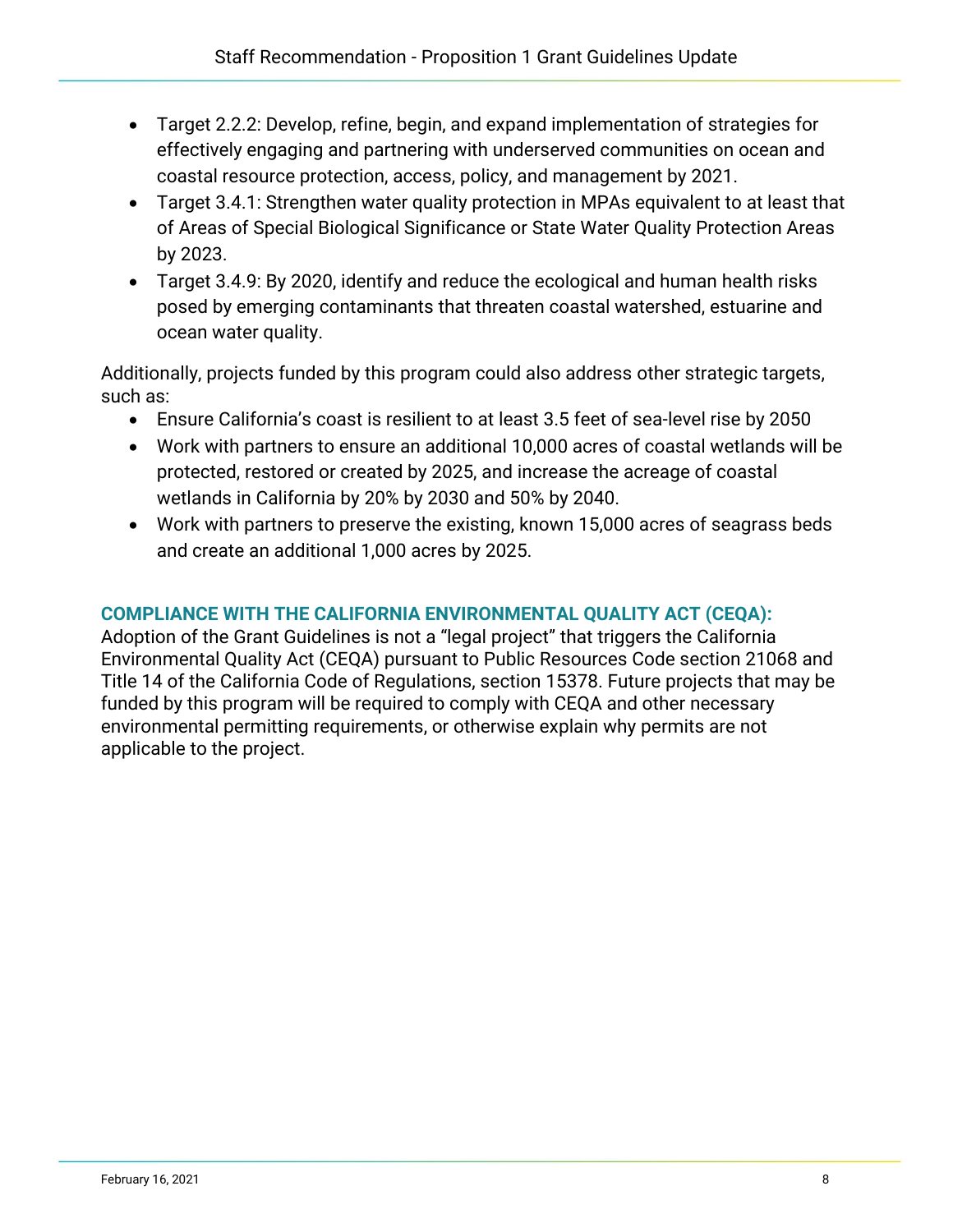- Target 2.2.2: Develop, refine, begin, and expand implementation of strategies for effectively engaging and partnering with underserved communities on ocean and coastal resource protection, access, policy, and management by 2021.
- Target 3.4.1: Strengthen water quality protection in MPAs equivalent to at least that of Areas of Special Biological Significance or State Water Quality Protection Areas by 2023.
- Target 3.4.9: By 2020, identify and reduce the ecological and human health risks posed by emerging contaminants that threaten coastal watershed, estuarine and ocean water quality.

Additionally, projects funded by this program could also address other strategic targets, such as:

- Ensure California's coast is resilient to at least 3.5 feet of sea-level rise by 2050
- Work with partners to ensure an additional 10,000 acres of coastal wetlands will be protected, restored or created by 2025, and increase the acreage of coastal wetlands in California by 20% by 2030 and 50% by 2040.
- Work with partners to preserve the existing, known 15,000 acres of seagrass beds and create an additional 1,000 acres by 2025.

## COMPLIANCE WITH THE CALIFORNIA ENVIRONMENTAL QUALITY ACT (CEQA):

Adoption of the Grant Guidelines is not a "legal project" that triggers the California Environmental Quality Act (CEQA) pursuant to Public Resources Code section 21068 and Title 14 of the California Code of Regulations, section 15378. Future projects that may be funded by this program will be required to comply with CEQA and other necessary environmental permitting requirements, or otherwise explain why permits are not applicable to the project.